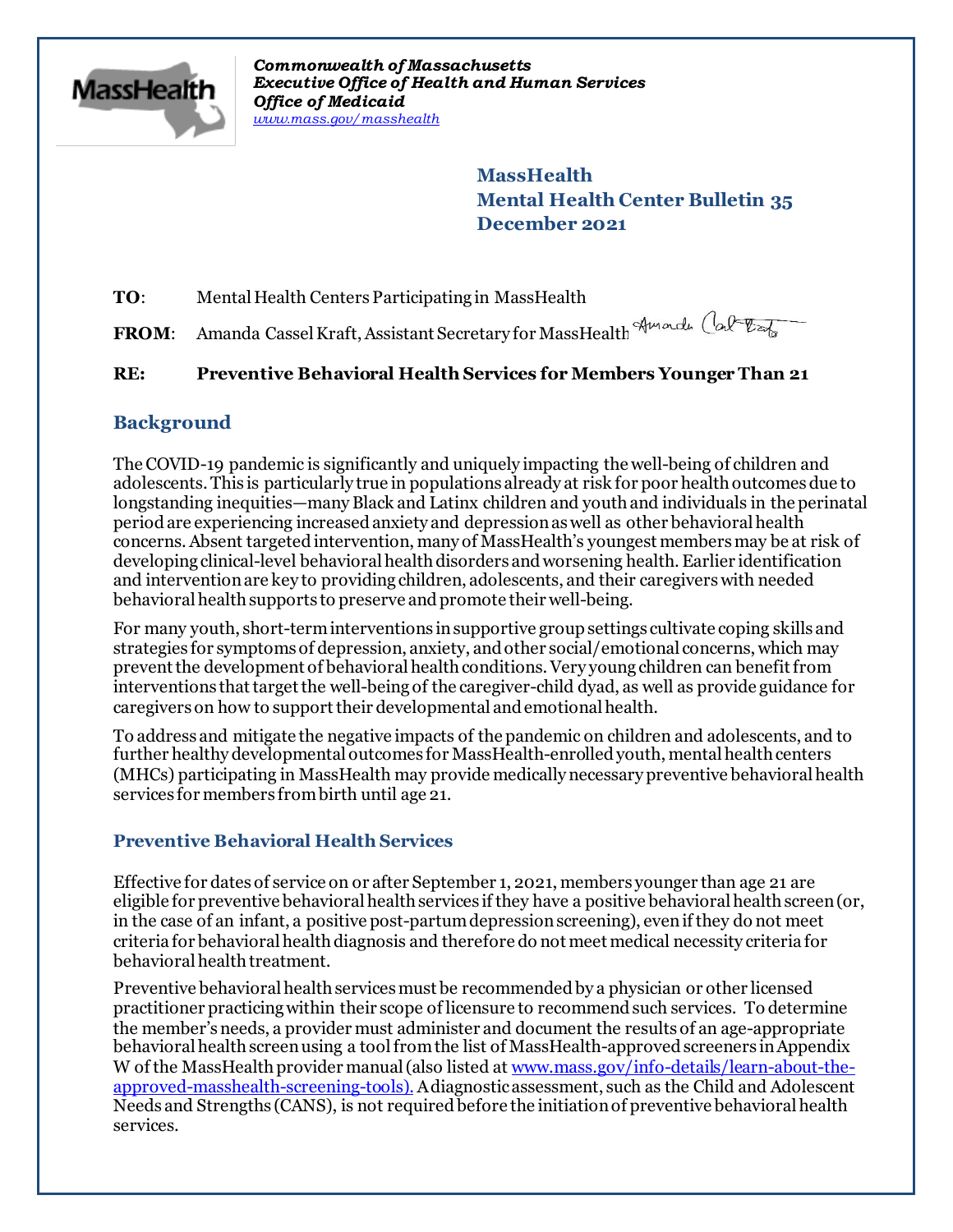*Commonwealth of Massachusetts*
*Executive Office of Health and Human Services*
*Office of Medicaid*
*www.mass.gov/masshealth*

# MassHealth
# Mental Health Center Bulletin 35
# December 2021

**TO**: Mental Health Centers Participating in MassHealth

**FROM**: Amanda Cassel Kraft, Assistant Secretary for MassHealth

**RE: Preventive Behavioral Health Services for Members Younger Than 21**

## Background

The COVID-19 pandemic is significantly and uniquely impacting the well-being of children and adolescents. This is particularly true in populations already at risk for poor health outcomes due to longstanding inequities—many Black and Latinx children and youth and individuals in the perinatal period are experiencing increased anxiety and depression as well as other behavioral health concerns. Absent targeted intervention, many of MassHealth's youngest members may be at risk of developing clinical-level behavioral health disorders and worsening health. Earlier identification and intervention are key to providing children, adolescents, and their caregivers with needed behavioral health supports to preserve and promote their well-being.

For many youth, short-term interventions in supportive group settings cultivate coping skills and strategies for symptoms of depression, anxiety, and other social/emotional concerns, which may prevent the development of behavioral health conditions. Very young children can benefit from interventions that target the well-being of the caregiver-child dyad, as well as provide guidance for caregivers on how to support their developmental and emotional health.

To address and mitigate the negative impacts of the pandemic on children and adolescents, and to further healthy developmental outcomes for MassHealth-enrolled youth, mental health centers (MHCs) participating in MassHealth may provide medically necessary preventive behavioral health services for members from birth until age 21.

## Preventive Behavioral Health Services

Effective for dates of service on or after September 1, 2021, members younger than age 21 are eligible for preventive behavioral health services if they have a positive behavioral health screen (or, in the case of an infant, a positive post-partum depression screening), even if they do not meet criteria for behavioral health diagnosis and therefore do not meet medical necessity criteria for behavioral health treatment.

Preventive behavioral health services must be recommended by a physician or other licensed practitioner practicing within their scope of licensure to recommend such services. To determine the member's needs, a provider must administer and document the results of an age-appropriate behavioral health screen using a tool from the list of MassHealth-approved screeners in Appendix W of the MassHealth provider manual (also listed at www.mass.gov/info-details/learn-about-the-approved-masshealth-screening-tools). A diagnostic assessment, such as the Child and Adolescent Needs and Strengths (CANS), is not required before the initiation of preventive behavioral health services.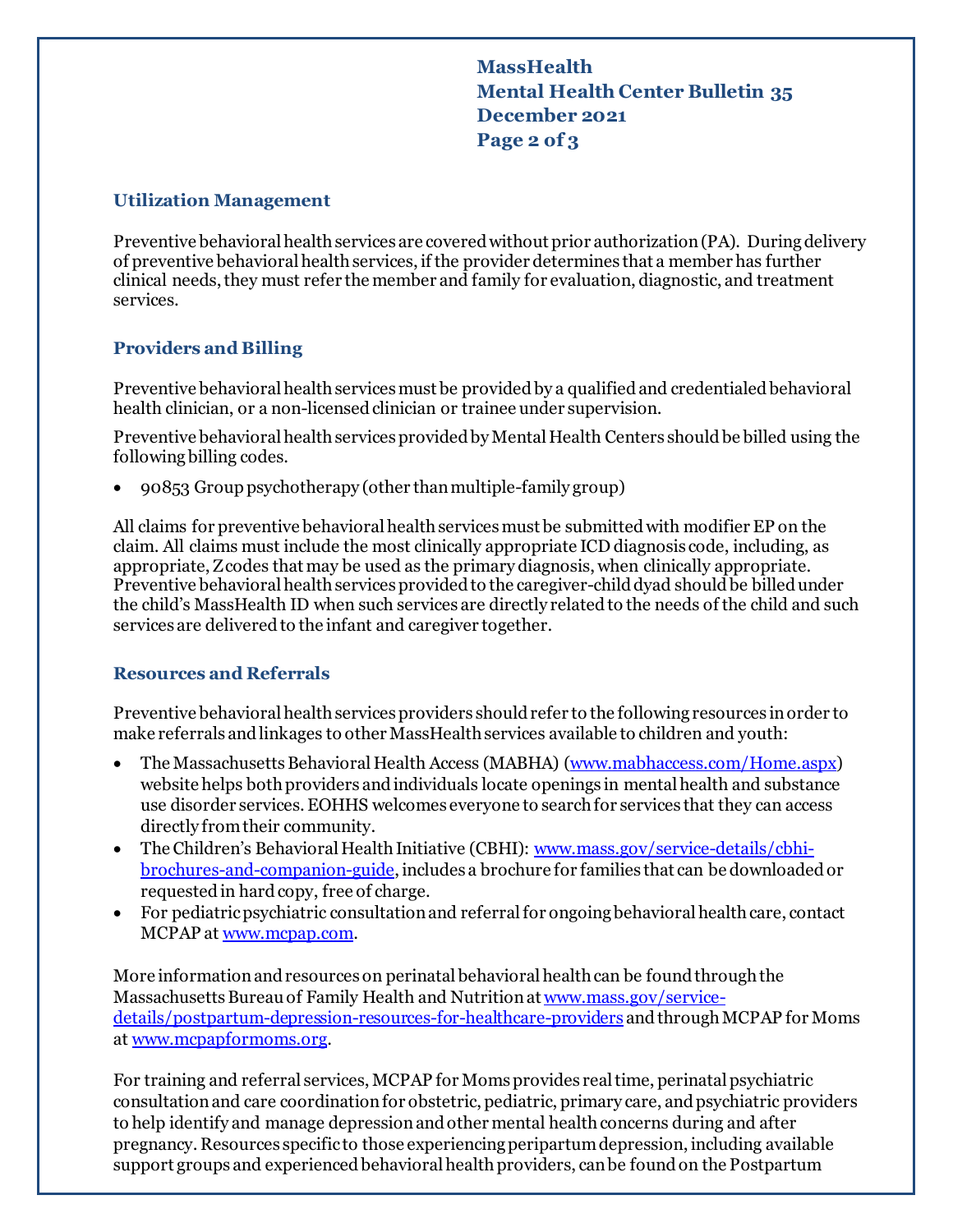## Utilization Management

Preventive behavioral health services are covered without prior authorization (PA). During delivery of preventive behavioral health services, if the provider determines that a member has further clinical needs, they must refer the member and family for evaluation, diagnostic, and treatment services.

## Providers and Billing

Preventive behavioral health services must be provided by a qualified and credentialed behavioral health clinician, or a non-licensed clinician or trainee under supervision.

Preventive behavioral health services provided by Mental Health Centers should be billed using the following billing codes.

- 90853 Group psychotherapy (other than multiple-family group)

All claims for preventive behavioral health services must be submitted with modifier EP on the claim. All claims must include the most clinically appropriate ICD diagnosis code, including, as appropriate, Z codes that may be used as the primary diagnosis, when clinically appropriate. Preventive behavioral health services provided to the caregiver-child dyad should be billed under the child's MassHealth ID when such services are directly related to the needs of the child and such services are delivered to the infant and caregiver together.

## Resources and Referrals

Preventive behavioral health services providers should refer to the following resources in order to make referrals and linkages to other MassHealth services available to children and youth:

- The Massachusetts Behavioral Health Access (MABHA) (www.mabhaccess.com/Home.aspx) website helps both providers and individuals locate openings in mental health and substance use disorder services. EOHHS welcomes everyone to search for services that they can access directly from their community.
- The Children's Behavioral Health Initiative (CBHI): www.mass.gov/service-details/cbhi-brochures-and-companion-guide, includes a brochure for families that can be downloaded or requested in hard copy, free of charge.
- For pediatric psychiatric consultation and referral for ongoing behavioral health care, contact MCPAP at www.mcpap.com.

More information and resources on perinatal behavioral health can be found through the Massachusetts Bureau of Family Health and Nutrition at www.mass.gov/service-details/postpartum-depression-resources-for-healthcare-providers and through MCPAP for Moms at www.mcpapformoms.org.

For training and referral services, MCPAP for Moms provides real time, perinatal psychiatric consultation and care coordination for obstetric, pediatric, primary care, and psychiatric providers to help identify and manage depression and other mental health concerns during and after pregnancy. Resources specific to those experiencing peripartum depression, including available support groups and experienced behavioral health providers, can be found on the Postpartum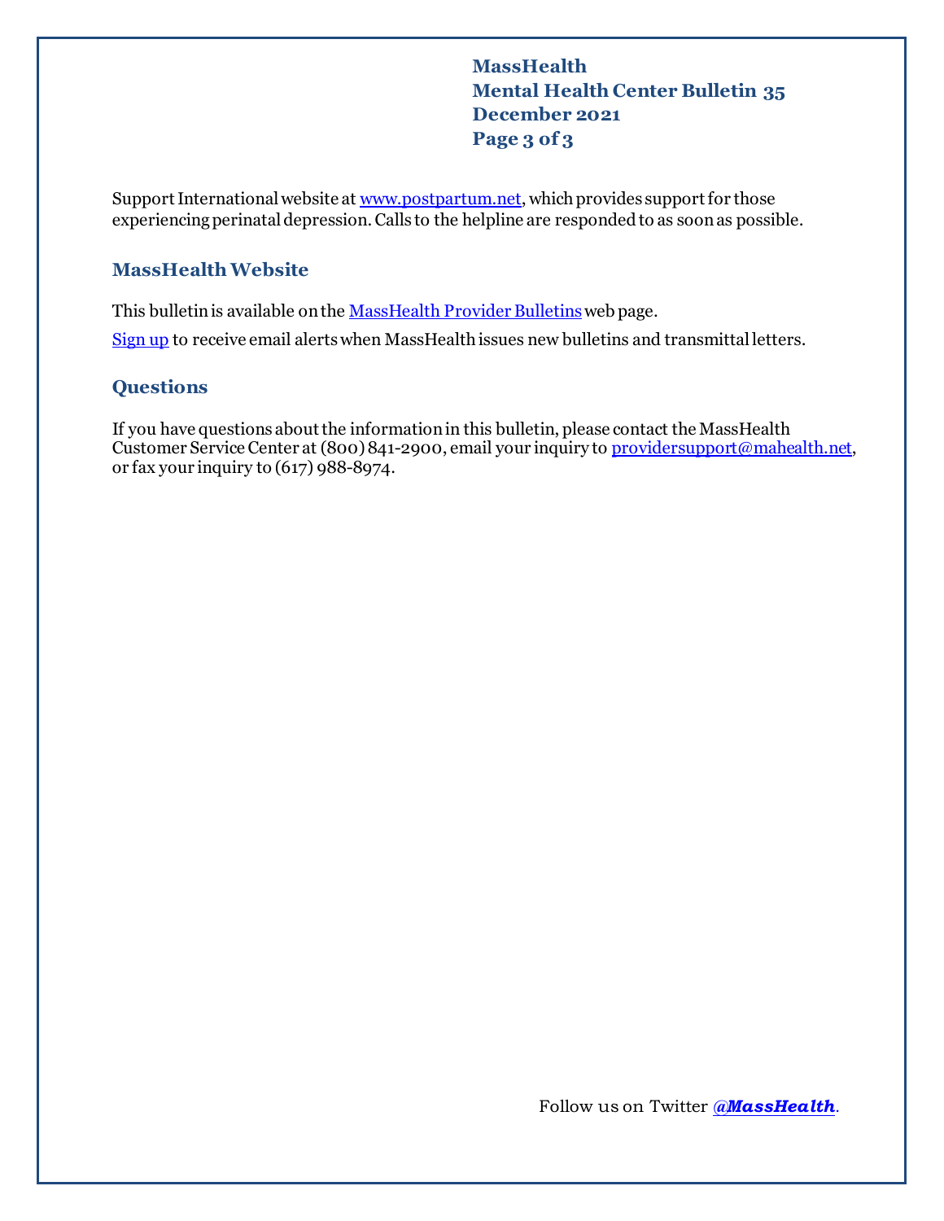Support International website at www.postpartum.net, which provides support for those experiencing perinatal depression. Calls to the helpline are responded to as soon as possible.

## MassHealth Website

This bulletin is available on the MassHealth Provider Bulletins web page.

Sign up to receive email alerts when MassHealth issues new bulletins and transmittal letters.

## Questions

If you have questions about the information in this bulletin, please contact the MassHealth Customer Service Center at (800) 841-2900, email your inquiry to providersupport@mahealth.net, or fax your inquiry to (617) 988-8974.

Follow us on Twitter ***@MassHealth***.